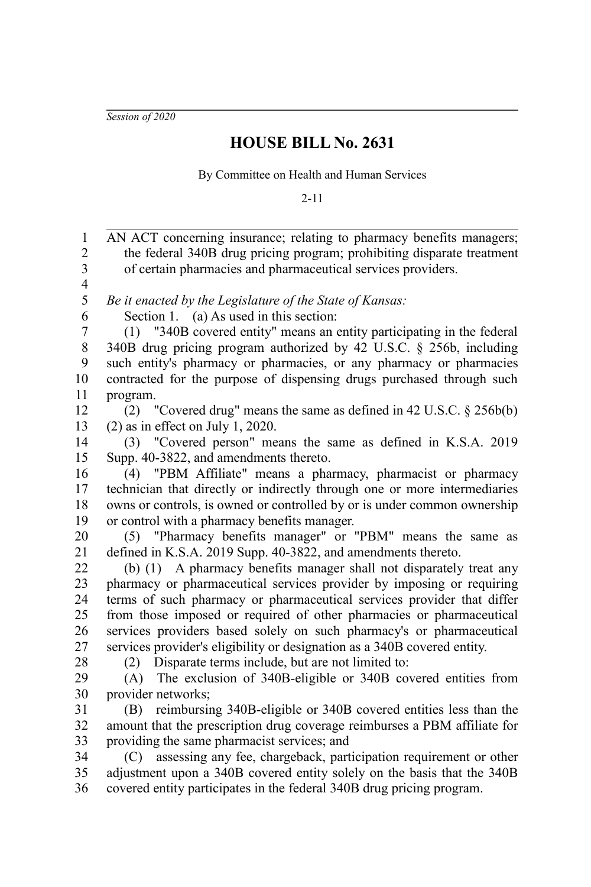*Session of 2020*

# HOUSE BILL No. 2631

By Committee on Health and Human Services

2-11

AN ACT concerning insurance; relating to pharmacy benefits managers; the federal 340B drug pricing program; prohibiting disparate treatment of certain pharmacies and pharmaceutical services providers.

*Be it enacted by the Legislature of the State of Kansas:*

Section 1. (a) As used in this section:

(1) "340B covered entity" means an entity participating in the federal 340B drug pricing program authorized by 42 U.S.C. § 256b, including such entity's pharmacy or pharmacies, or any pharmacy or pharmacies contracted for the purpose of dispensing drugs purchased through such program.

(2) "Covered drug" means the same as defined in 42 U.S.C. § 256b(b)(2) as in effect on July 1, 2020.

(3) "Covered person" means the same as defined in K.S.A. 2019 Supp. 40-3822, and amendments thereto.

(4) "PBM Affiliate" means a pharmacy, pharmacist or pharmacy technician that directly or indirectly through one or more intermediaries owns or controls, is owned or controlled by or is under common ownership or control with a pharmacy benefits manager.

(5) "Pharmacy benefits manager" or "PBM" means the same as defined in K.S.A. 2019 Supp. 40-3822, and amendments thereto.

(b) (1) A pharmacy benefits manager shall not disparately treat any pharmacy or pharmaceutical services provider by imposing or requiring terms of such pharmacy or pharmaceutical services provider that differ from those imposed or required of other pharmacies or pharmaceutical services providers based solely on such pharmacy's or pharmaceutical services provider's eligibility or designation as a 340B covered entity.

(2) Disparate terms include, but are not limited to:

(A) The exclusion of 340B-eligible or 340B covered entities from provider networks;

(B) reimbursing 340B-eligible or 340B covered entities less than the amount that the prescription drug coverage reimburses a PBM affiliate for providing the same pharmacist services; and

(C) assessing any fee, chargeback, participation requirement or other adjustment upon a 340B covered entity solely on the basis that the 340B covered entity participates in the federal 340B drug pricing program.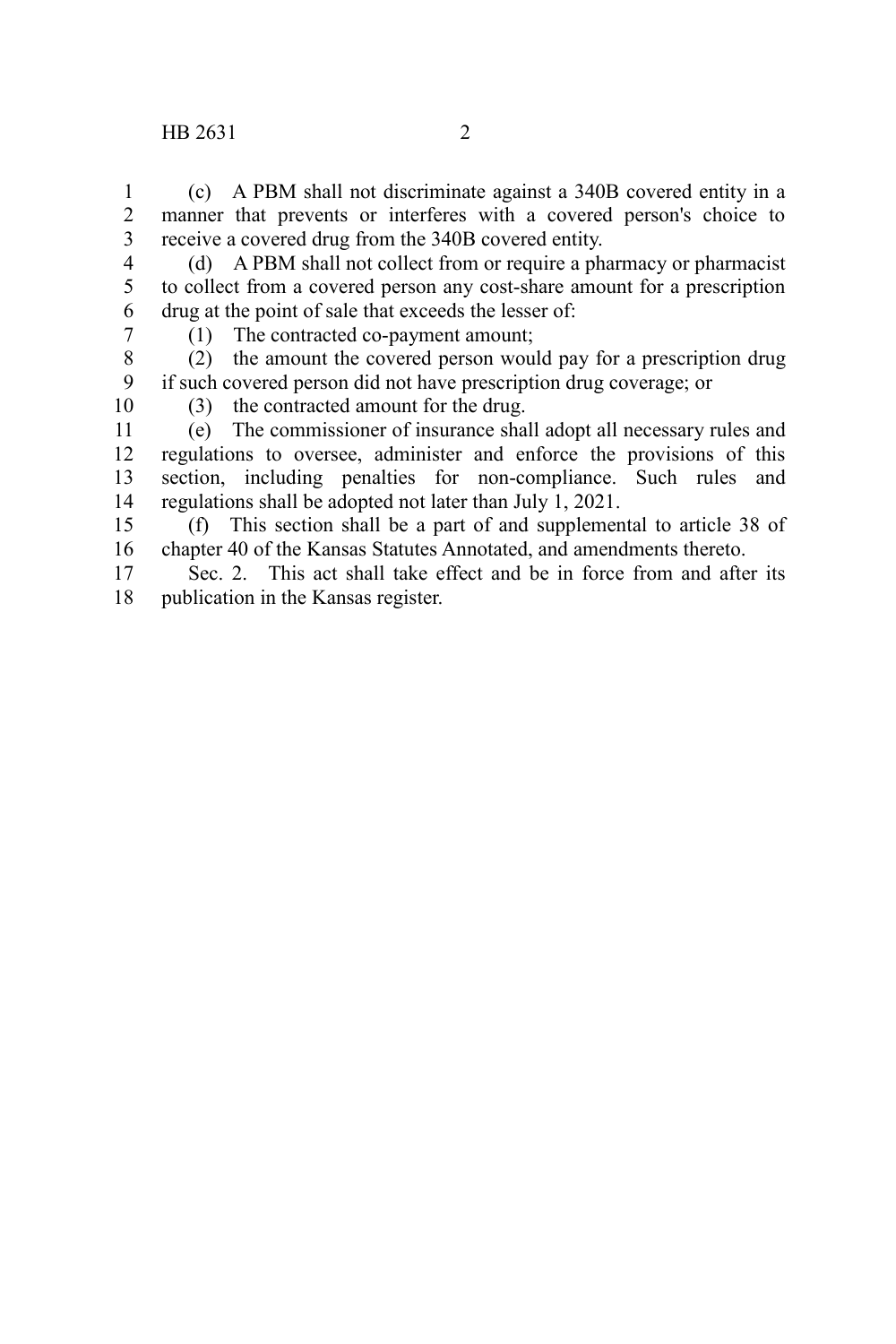(c) A PBM shall not discriminate against a 340B covered entity in a manner that prevents or interferes with a covered person's choice to receive a covered drug from the 340B covered entity.

(d) A PBM shall not collect from or require a pharmacy or pharmacist to collect from a covered person any cost-share amount for a prescription drug at the point of sale that exceeds the lesser of:

(1) The contracted co-payment amount;

(2) the amount the covered person would pay for a prescription drug if such covered person did not have prescription drug coverage; or

(3) the contracted amount for the drug.

(e) The commissioner of insurance shall adopt all necessary rules and regulations to oversee, administer and enforce the provisions of this section, including penalties for non-compliance. Such rules and regulations shall be adopted not later than July 1, 2021.

(f) This section shall be a part of and supplemental to article 38 of chapter 40 of the Kansas Statutes Annotated, and amendments thereto.

Sec. 2. This act shall take effect and be in force from and after its publication in the Kansas register.